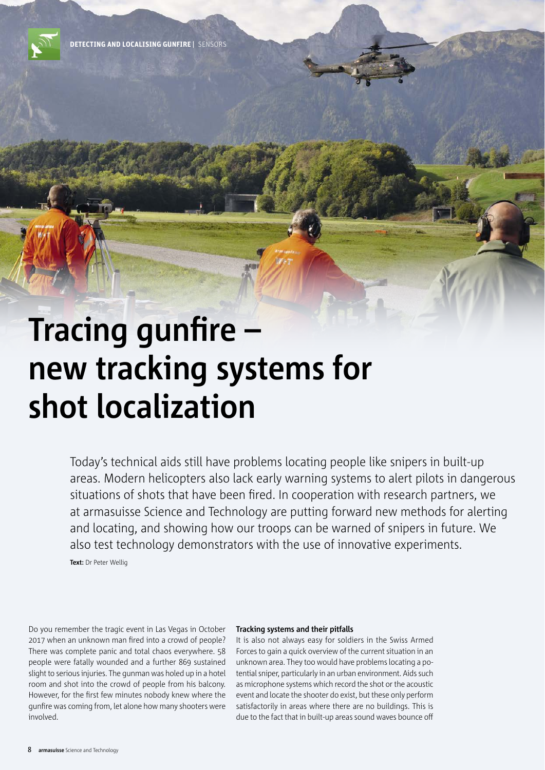# Tracing gunfire – new tracking systems for shot localization

Today's technical aids still have problems locating people like snipers in built-up areas. Modern helicopters also lack early warning systems to alert pilots in dangerous situations of shots that have been fired. In cooperation with research partners, we at armasuisse Science and Technology are putting forward new methods for alerting and locating, and showing how our troops can be warned of snipers in future. We also test technology demonstrators with the use of innovative experiments.

**Text:** Dr Peter Wellig

Do you remember the tragic event in Las Vegas in October 2017 when an unknown man fired into a crowd of people? There was complete panic and total chaos everywhere. 58 people were fatally wounded and a further 869 sustained slight to serious injuries. The gunman was holed up in a hotel room and shot into the crowd of people from his balcony. However, for the first few minutes nobody knew where the gunfire was coming from, let alone how many shooters were involved.

**Tracking systems and their pitfalls**

It is also not always easy for soldiers in the Swiss Armed Forces to gain a quick overview of the current situation in an unknown area. They too would have problems locating a potential sniper, particularly in an urban environment. Aids such as microphone systems which record the shot or the acoustic event and locate the shooter do exist, but these only perform satisfactorily in areas where there are no buildings. This is due to the fact that in built-up areas sound waves bounce off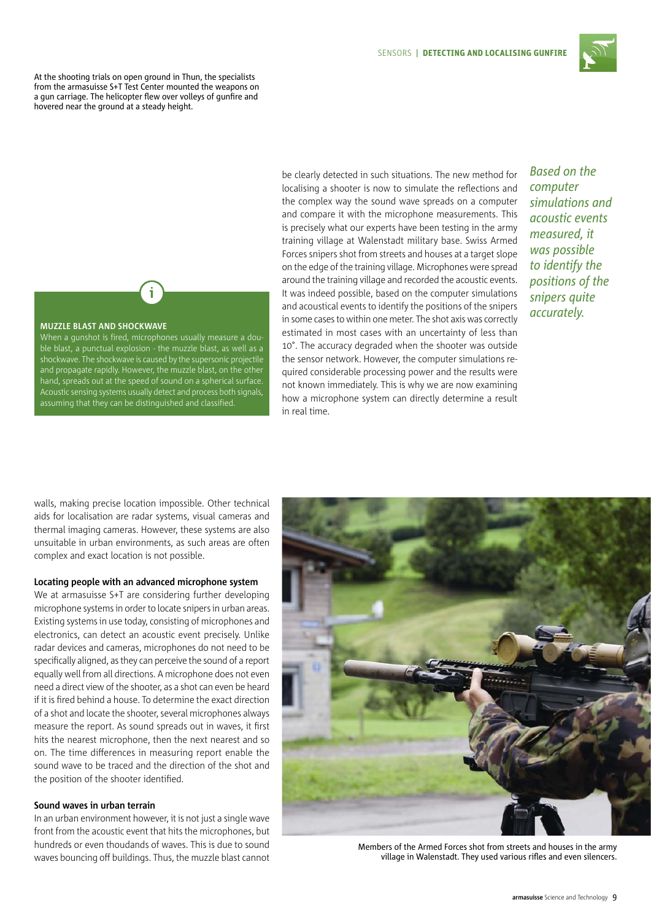At the shooting trials on open ground in Thun, the specialists from the armasuisse S+T Test Center mounted the weapons on a gun carriage. The helicopter flew over volleys of gunfire and hovered near the ground at a steady height.

**MUZZLE BLAST AND SHOCKWAVE**

When a gunshot is fired, microphones usually measure a double blast, a punctual explosion - the muzzle blast, as well as a shockwave. The shockwave is caused by the supersonic projectile and propagate rapidly. However, the muzzle blast, on the other hand, spreads out at the speed of sound on a spherical surface. Acoustic sensing systems usually detect and process both signals, assuming that they can be distinguished and classified.

be clearly detected in such situations. The new method for localising a shooter is now to simulate the reflections and the complex way the sound wave spreads on a computer and compare it with the microphone measurements. This is precisely what our experts have been testing in the army training village at Walenstadt military base. Swiss Armed Forces snipers shot from streets and houses at a target slope on the edge of the training village. Microphones were spread around the training village and recorded the acoustic events. It was indeed possible, based on the computer simulations and acoustical events to identify the positions of the snipers in some cases to within one meter. The shot axis was correctly estimated in most cases with an uncertainty of less than 10°. The accuracy degraded when the shooter was outside the sensor network. However, the computer simulations required considerable processing power and the results were not known immediately. This is why we are now examining how a microphone system can directly determine a result in real time.

*Based on the computer simulations and acoustic events measured, it was possible to identify the positions of the snipers quite accurately.*

walls, making precise location impossible. Other technical aids for localisation are radar systems, visual cameras and thermal imaging cameras. However, these systems are also unsuitable in urban environments, as such areas are often complex and exact location is not possible.

### Locating people with an advanced microphone system

We at armasuisse S+T are considering further developing microphone systems in order to locate snipers in urban areas. Existing systems in use today, consisting of microphones and electronics, can detect an acoustic event precisely. Unlike radar devices and cameras, microphones do not need to be specifically aligned, as they can perceive the sound of a report equally well from all directions. A microphone does not even need a direct view of the shooter, as a shot can even be heard if it is fired behind a house. To determine the exact direction of a shot and locate the shooter, several microphones always measure the report. As sound spreads out in waves, it first hits the nearest microphone, then the next nearest and so on. The time differences in measuring report enable the sound wave to be traced and the direction of the shot and the position of the shooter identified.

### Sound waves in urban terrain

In an urban environment however, it is not just a single wave front from the acoustic event that hits the microphones, but hundreds or even thoudands of waves. This is due to sound waves bouncing off buildings. Thus, the muzzle blast cannot

Members of the Armed Forces shot from streets and houses in the army village in Walenstadt. They used various rifles and even silencers.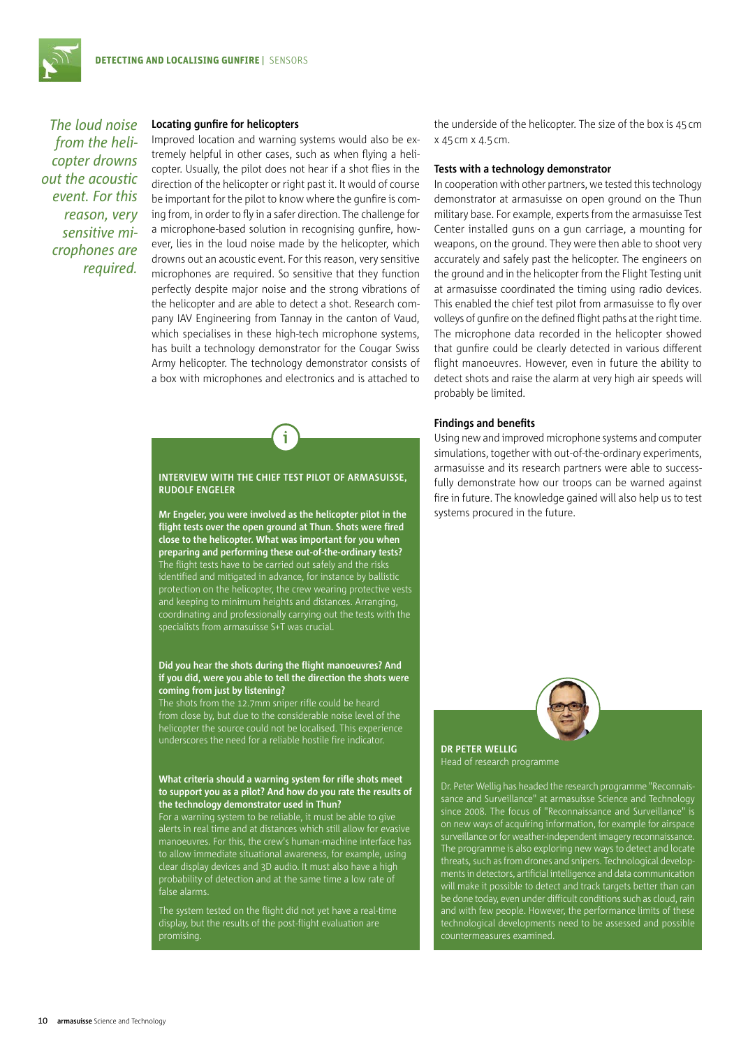*The loud noise from the helicopter drowns out the acoustic event. For this reason, very sensitive microphones are required.*

### Locating gunfire for helicopters

Improved location and warning systems would also be extremely helpful in other cases, such as when flying a helicopter. Usually, the pilot does not hear if a shot flies in the direction of the helicopter or right past it. It would of course be important for the pilot to know where the gunfire is coming from, in order to fly in a safer direction. The challenge for a microphone-based solution in recognising gunfire, however, lies in the loud noise made by the helicopter, which drowns out an acoustic event. For this reason, very sensitive microphones are required. So sensitive that they function perfectly despite major noise and the strong vibrations of the helicopter and are able to detect a shot. Research company IAV Engineering from Tannay in the canton of Vaud, which specialises in these high-tech microphone systems, has built a technology demonstrator for the Cougar Swiss Army helicopter. The technology demonstrator consists of a box with microphones and electronics and is attached to the underside of the helicopter. The size of the box is 45 cm x 45 cm x 4.5 cm.

### Tests with a technology demonstrator

In cooperation with other partners, we tested this technology demonstrator at armasuisse on open ground on the Thun military base. For example, experts from the armasuisse Test Center installed guns on a gun carriage, a mounting for weapons, on the ground. They were then able to shoot very accurately and safely past the helicopter. The engineers on the ground and in the helicopter from the Flight Testing unit at armasuisse coordinated the timing using radio devices. This enabled the chief test pilot from armasuisse to fly over volleys of gunfire on the defined flight paths at the right time. The microphone data recorded in the helicopter showed that gunfire could be clearly detected in various different flight manoeuvres. However, even in future the ability to detect shots and raise the alarm at very high air speeds will probably be limited.

### Findings and benefits

Using new and improved microphone systems and computer simulations, together with out-of-the-ordinary experiments, armasuisse and its research partners were able to successfully demonstrate how our troops can be warned against fire in future. The knowledge gained will also help us to test systems procured in the future.

---

#### INTERVIEW WITH THE CHIEF TEST PILOT OF ARMASUISSE, RUDOLF ENGELER

**Mr Engeler, you were involved as the helicopter pilot in the flight tests over the open ground at Thun. Shots were fired close to the helicopter. What was important for you when preparing and performing these out-of-the-ordinary tests?**
The flight tests have to be carried out safely and the risks identified and mitigated in advance, for instance by ballistic protection on the helicopter, the crew wearing protective vests and keeping to minimum heights and distances. Arranging, coordinating and professionally carrying out the tests with the specialists from armasuisse S+T was crucial.

**Did you hear the shots during the flight manoeuvres? And if you did, were you able to tell the direction the shots were coming from just by listening?**
The shots from the 12.7mm sniper rifle could be heard from close by, but due to the considerable noise level of the helicopter the source could not be localised. This experience underscores the need for a reliable hostile fire indicator.

**What criteria should a warning system for rifle shots meet to support you as a pilot? And how do you rate the results of the technology demonstrator used in Thun?**
For a warning system to be reliable, it must be able to give alerts in real time and at distances which still allow for evasive manoeuvres. For this, the crew's human-machine interface has to allow immediate situational awareness, for example, using clear display devices and 3D audio. It must also have a high probability of detection and at the same time a low rate of false alarms.

The system tested on the flight did not yet have a real-time display, but the results of the post-flight evaluation are promising.

---

**DR PETER WELLIG**
Head of research programme

Dr. Peter Wellig has headed the research programme "Reconnaissance and Surveillance" at armasuisse Science and Technology since 2008. The focus of "Reconnaissance and Surveillance" is on new ways of acquiring information, for example for airspace surveillance or for weather-independent imagery reconnaissance. The programme is also exploring new ways to detect and locate threats, such as from drones and snipers. Technological developments in detectors, artificial intelligence and data communication will make it possible to detect and track targets better than can be done today, even under difficult conditions such as cloud, rain and with few people. However, the performance limits of these technological developments need to be assessed and possible countermeasures examined.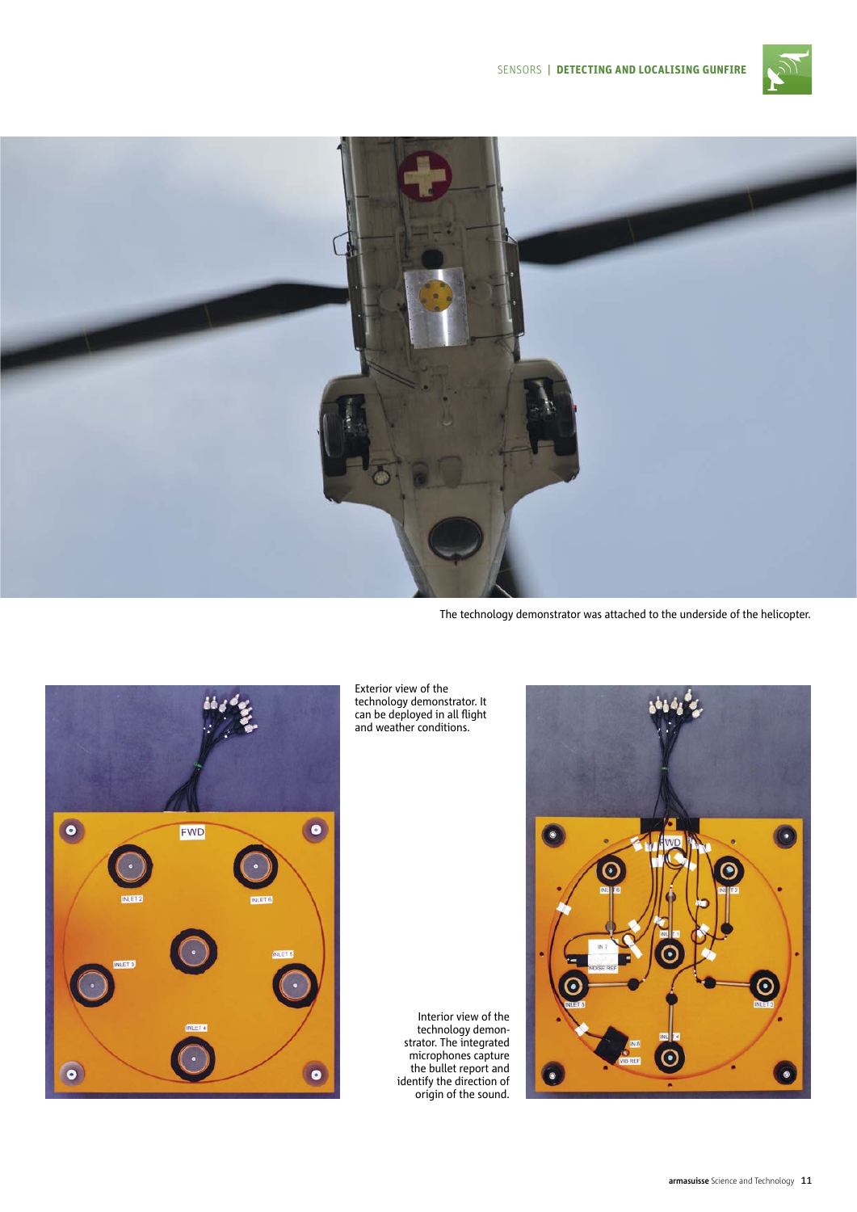The technology demonstrator was attached to the underside of the helicopter.

Exterior view of the technology demonstrator. It can be deployed in all flight and weather conditions.

Interior view of the technology demonstrator. The integrated microphones capture the bullet report and identify the direction of origin of the sound.